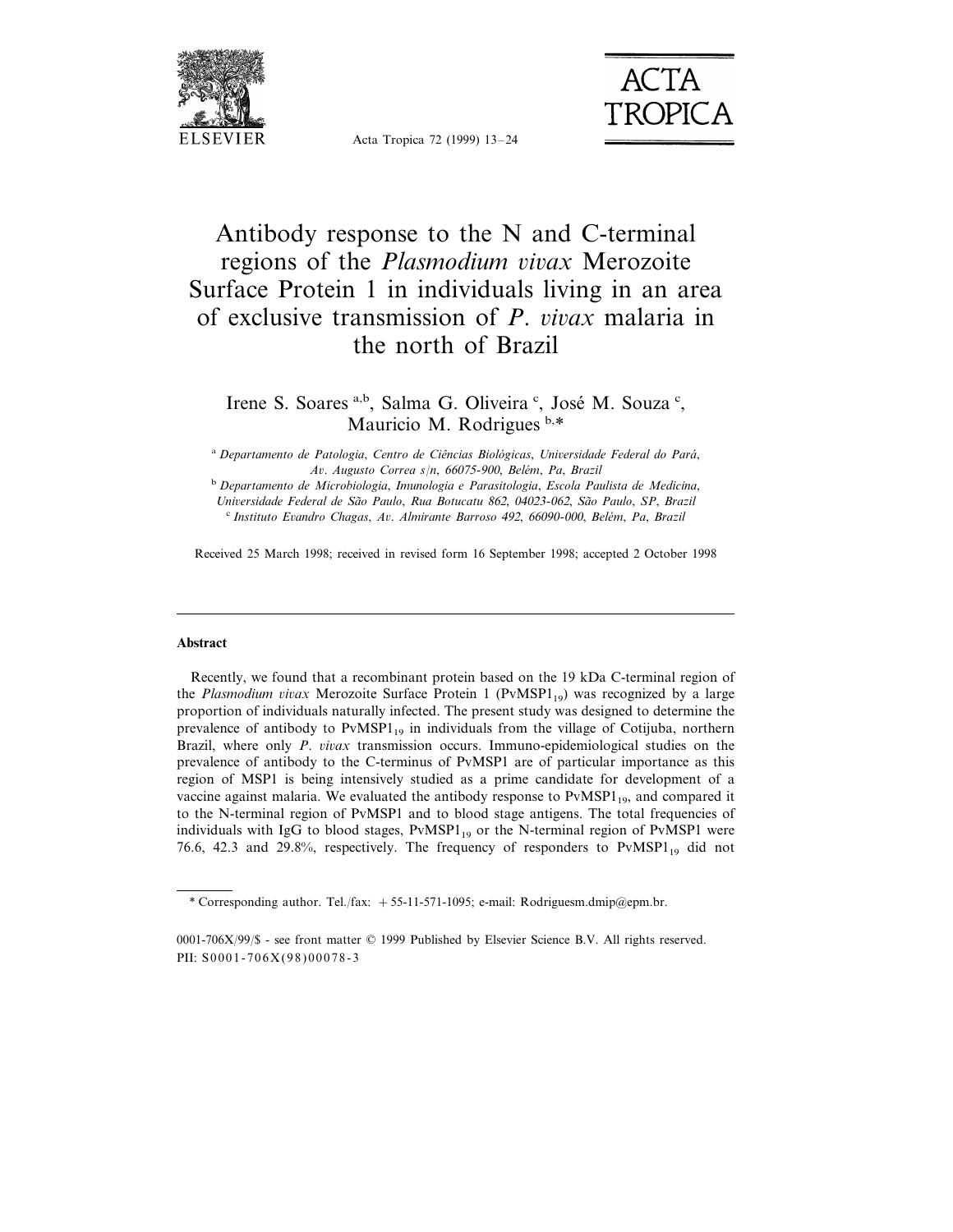# Antibody response to the N and C-terminal regions of the *Plasmodium vivax* Merozoite Surface Protein 1 in individuals living in an area of exclusive transmission of *P. vivax* malaria in the north of Brazil

Irene S. Soares [a,b], Salma G. Oliveira [c], José M. Souza [c], Mauricio M. Rodrigues [b,*]

[a] *Departamento de Patologia, Centro de Ciências Biológicas, Universidade Federal do Pará, Av. Augusto Correa s/n, 66075-900, Belém, Pa, Brazil*

[b] *Departamento de Microbiologia, Imunologia e Parasitologia, Escola Paulista de Medicina, Universidade Federal de São Paulo, Rua Botucatu 862, 04023-062, São Paulo, SP, Brazil*

[c] *Instituto Evandro Chagas, Av. Almirante Barroso 492, 66090-000, Belém, Pa, Brazil*

Received 25 March 1998; received in revised form 16 September 1998; accepted 2 October 1998

## Abstract

Recently, we found that a recombinant protein based on the 19 kDa C-terminal region of the *Plasmodium vivax* Merozoite Surface Protein 1 ($PvMSP1_{19}$) was recognized by a large proportion of individuals naturally infected. The present study was designed to determine the prevalence of antibody to $PvMSP1_{19}$ in individuals from the village of Cotijuba, northern Brazil, where only *P. vivax* transmission occurs. Immuno-epidemiological studies on the prevalence of antibody to the C-terminus of PvMSP1 are of particular importance as this region of MSP1 is being intensively studied as a prime candidate for development of a vaccine against malaria. We evaluated the antibody response to $PvMSP1_{19}$, and compared it to the N-terminal region of PvMSP1 and to blood stage antigens. The total frequencies of individuals with IgG to blood stages, $PvMSP1_{19}$ or the N-terminal region of PvMSP1 were 76.6, 42.3 and 29.8%, respectively. The frequency of responders to $PvMSP1_{19}$ did not

\* Corresponding author. Tel./fax: +55-11-571-1095; e-mail: Rodriguesm.dmip@epm.br.

0001-706X/99/$ - see front matter © 1999 Published by Elsevier Science B.V. All rights reserved.
PII: S0001-706X(98)00078-3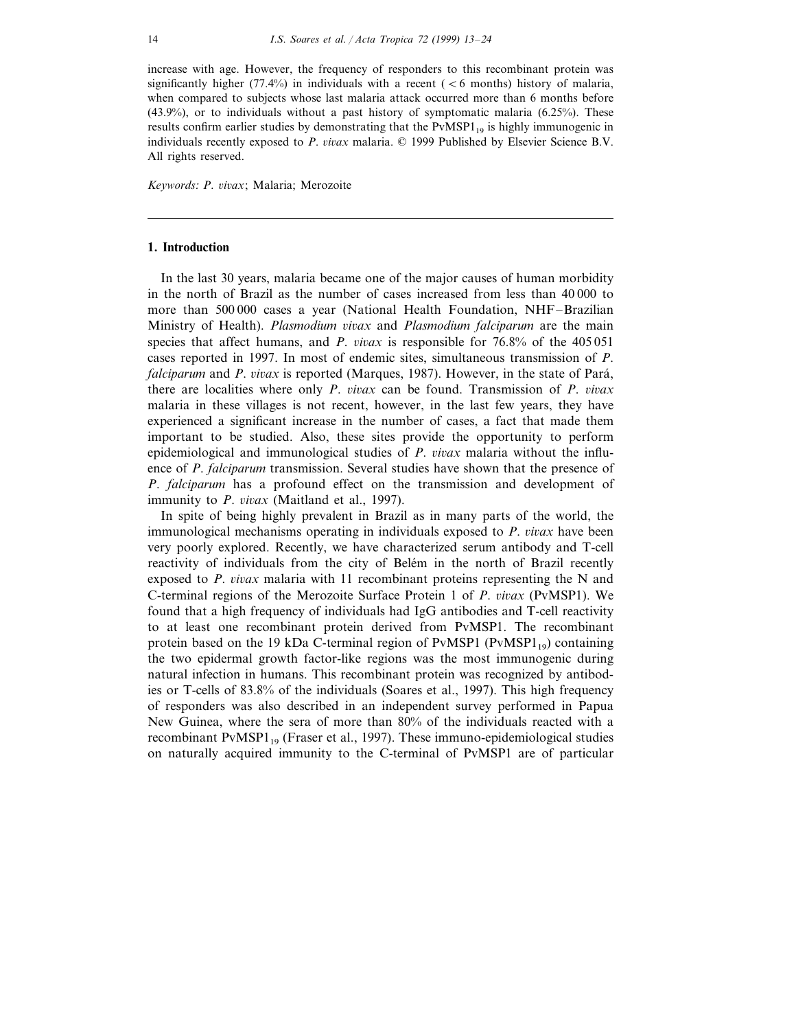increase with age. However, the frequency of responders to this recombinant protein was significantly higher (77.4%) in individuals with a recent ( < 6 months) history of malaria, when compared to subjects whose last malaria attack occurred more than 6 months before (43.9%), or to individuals without a past history of symptomatic malaria (6.25%). These results confirm earlier studies by demonstrating that the $PvMSP1_{19}$ is highly immunogenic in individuals recently exposed to *P. vivax* malaria. © 1999 Published by Elsevier Science B.V. All rights reserved.

*Keywords: P. vivax*; Malaria; Merozoite

## 1. Introduction

In the last 30 years, malaria became one of the major causes of human morbidity in the north of Brazil as the number of cases increased from less than 40 000 to more than 500 000 cases a year (National Health Foundation, NHF–Brazilian Ministry of Health). *Plasmodium vivax* and *Plasmodium falciparum* are the main species that affect humans, and *P. vivax* is responsible for 76.8% of the 405 051 cases reported in 1997. In most of endemic sites, simultaneous transmission of *P. falciparum* and *P. vivax* is reported (Marques, 1987). However, in the state of Pará, there are localities where only *P. vivax* can be found. Transmission of *P. vivax* malaria in these villages is not recent, however, in the last few years, they have experienced a significant increase in the number of cases, a fact that made them important to be studied. Also, these sites provide the opportunity to perform epidemiological and immunological studies of *P. vivax* malaria without the influence of *P. falciparum* transmission. Several studies have shown that the presence of *P. falciparum* has a profound effect on the transmission and development of immunity to *P. vivax* (Maitland et al., 1997).

In spite of being highly prevalent in Brazil as in many parts of the world, the immunological mechanisms operating in individuals exposed to *P. vivax* have been very poorly explored. Recently, we have characterized serum antibody and T-cell reactivity of individuals from the city of Belém in the north of Brazil recently exposed to *P. vivax* malaria with 11 recombinant proteins representing the N and C-terminal regions of the Merozoite Surface Protein 1 of *P. vivax* (PvMSP1). We found that a high frequency of individuals had IgG antibodies and T-cell reactivity to at least one recombinant protein derived from PvMSP1. The recombinant protein based on the 19 kDa C-terminal region of PvMSP1 ($PvMSP1_{19}$) containing the two epidermal growth factor-like regions was the most immunogenic during natural infection in humans. This recombinant protein was recognized by antibodies or T-cells of 83.8% of the individuals (Soares et al., 1997). This high frequency of responders was also described in an independent survey performed in Papua New Guinea, where the sera of more than 80% of the individuals reacted with a recombinant $PvMSP1_{19}$ (Fraser et al., 1997). These immuno-epidemiological studies on naturally acquired immunity to the C-terminal of PvMSP1 are of particular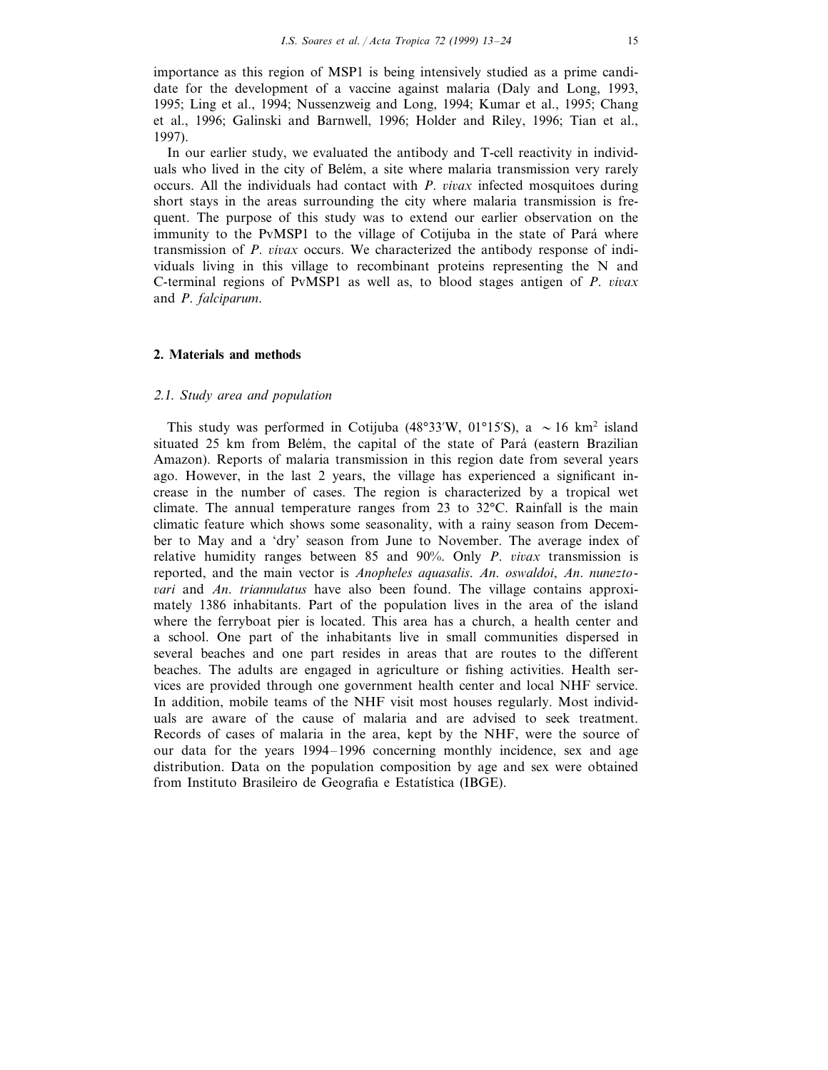importance as this region of MSP1 is being intensively studied as a prime candidate for the development of a vaccine against malaria (Daly and Long, 1993, 1995; Ling et al., 1994; Nussenzweig and Long, 1994; Kumar et al., 1995; Chang et al., 1996; Galinski and Barnwell, 1996; Holder and Riley, 1996; Tian et al., 1997).

In our earlier study, we evaluated the antibody and T-cell reactivity in individuals who lived in the city of Belém, a site where malaria transmission very rarely occurs. All the individuals had contact with *P. vivax* infected mosquitoes during short stays in the areas surrounding the city where malaria transmission is frequent. The purpose of this study was to extend our earlier observation on the immunity to the PvMSP1 to the village of Cotijuba in the state of Pará where transmission of *P. vivax* occurs. We characterized the antibody response of individuals living in this village to recombinant proteins representing the N and C-terminal regions of PvMSP1 as well as, to blood stages antigen of *P. vivax* and *P. falciparum*.

## 2. Materials and methods

### 2.1. Study area and population

This study was performed in Cotijuba (48°33′W, 01°15′S), a $\sim 16$ km$^2$ island situated 25 km from Belém, the capital of the state of Pará (eastern Brazilian Amazon). Reports of malaria transmission in this region date from several years ago. However, in the last 2 years, the village has experienced a significant increase in the number of cases. The region is characterized by a tropical wet climate. The annual temperature ranges from 23 to 32°C. Rainfall is the main climatic feature which shows some seasonality, with a rainy season from December to May and a 'dry' season from June to November. The average index of relative humidity ranges between 85 and 90%. Only *P. vivax* transmission is reported, and the main vector is *Anopheles aquasalis*. *An. oswaldoi*, *An. nuneztovari* and *An. triannulatus* have also been found. The village contains approximately 1386 inhabitants. Part of the population lives in the area of the island where the ferryboat pier is located. This area has a church, a health center and a school. One part of the inhabitants live in small communities dispersed in several beaches and one part resides in areas that are routes to the different beaches. The adults are engaged in agriculture or fishing activities. Health services are provided through one government health center and local NHF service. In addition, mobile teams of the NHF visit most houses regularly. Most individuals are aware of the cause of malaria and are advised to seek treatment. Records of cases of malaria in the area, kept by the NHF, were the source of our data for the years 1994–1996 concerning monthly incidence, sex and age distribution. Data on the population composition by age and sex were obtained from Instituto Brasileiro de Geografia e Estatística (IBGE).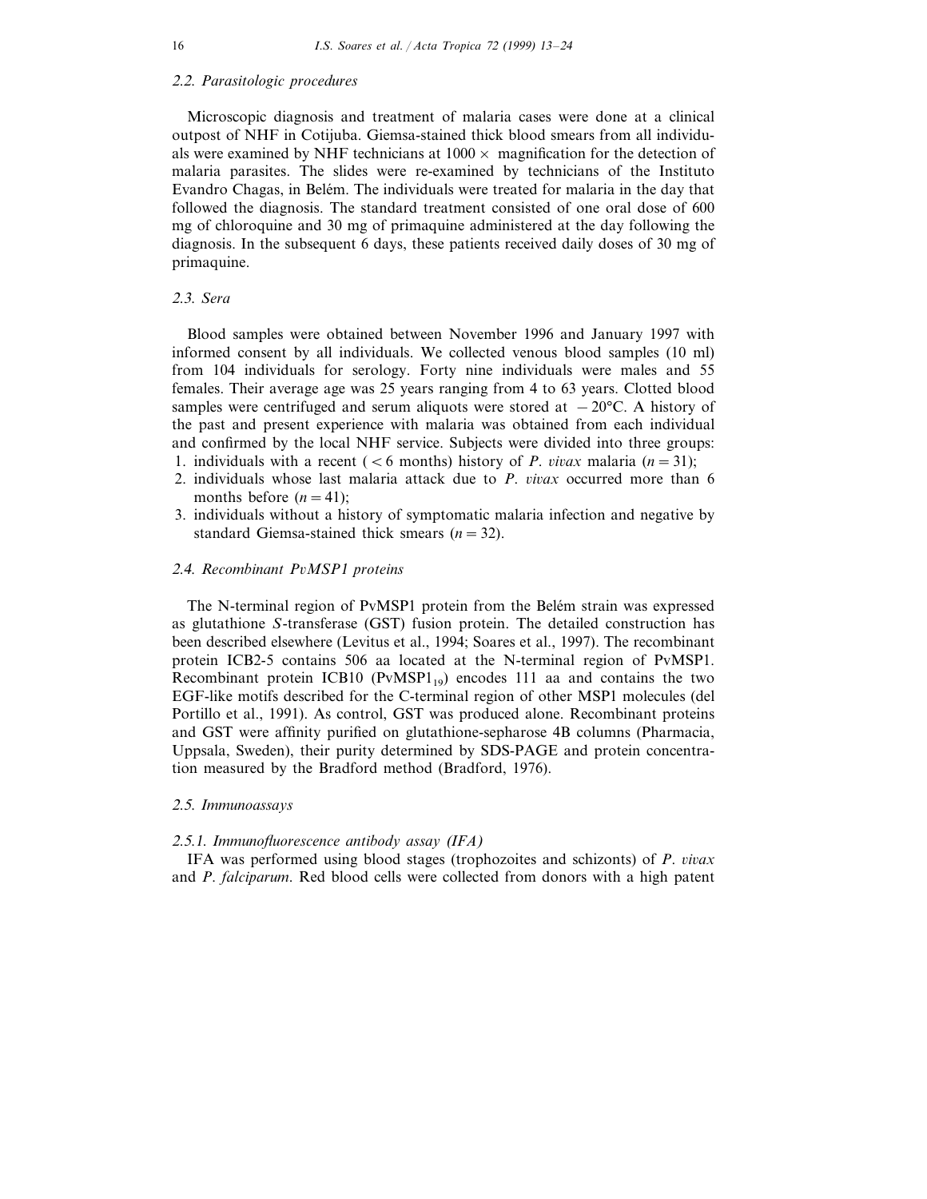### 2.2. Parasitologic procedures

Microscopic diagnosis and treatment of malaria cases were done at a clinical outpost of NHF in Cotijuba. Giemsa-stained thick blood smears from all individuals were examined by NHF technicians at 1000 × magnification for the detection of malaria parasites. The slides were re-examined by technicians of the Instituto Evandro Chagas, in Belém. The individuals were treated for malaria in the day that followed the diagnosis. The standard treatment consisted of one oral dose of 600 mg of chloroquine and 30 mg of primaquine administered at the day following the diagnosis. In the subsequent 6 days, these patients received daily doses of 30 mg of primaquine.

### 2.3. Sera

Blood samples were obtained between November 1996 and January 1997 with informed consent by all individuals. We collected venous blood samples (10 ml) from 104 individuals for serology. Forty nine individuals were males and 55 females. Their average age was 25 years ranging from 4 to 63 years. Clotted blood samples were centrifuged and serum aliquots were stored at −20°C. A history of the past and present experience with malaria was obtained from each individual and confirmed by the local NHF service. Subjects were divided into three groups:

1. individuals with a recent (< 6 months) history of *P. vivax* malaria ($n = 31$);
2. individuals whose last malaria attack due to *P. vivax* occurred more than 6 months before ($n = 41$);
3. individuals without a history of symptomatic malaria infection and negative by standard Giemsa-stained thick smears ($n = 32$).

### 2.4. Recombinant PvMSP1 proteins

The N-terminal region of PvMSP1 protein from the Belém strain was expressed as glutathione *S*-transferase (GST) fusion protein. The detailed construction has been described elsewhere (Levitus et al., 1994; Soares et al., 1997). The recombinant protein ICB2-5 contains 506 aa located at the N-terminal region of PvMSP1. Recombinant protein ICB10 ($PvMSP1_{19}$) encodes 111 aa and contains the two EGF-like motifs described for the C-terminal region of other MSP1 molecules (del Portillo et al., 1991). As control, GST was produced alone. Recombinant proteins and GST were affinity purified on glutathione-sepharose 4B columns (Pharmacia, Uppsala, Sweden), their purity determined by SDS-PAGE and protein concentration measured by the Bradford method (Bradford, 1976).

### 2.5. Immunoassays

#### 2.5.1. Immunofluorescence antibody assay (IFA)

IFA was performed using blood stages (trophozoites and schizonts) of *P. vivax* and *P. falciparum*. Red blood cells were collected from donors with a high patent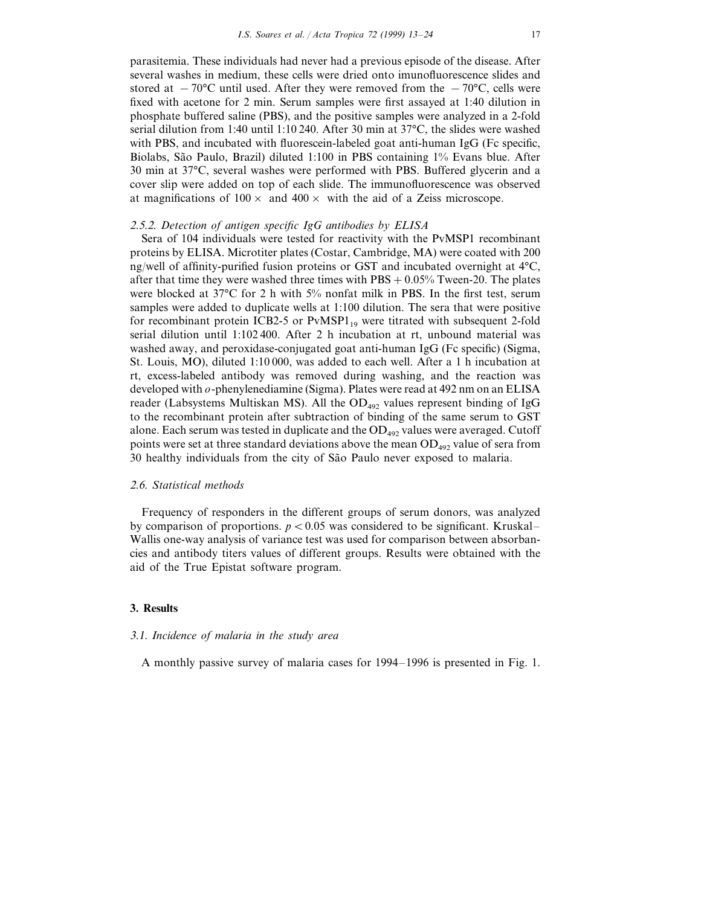parasitemia. These individuals had never had a previous episode of the disease. After several washes in medium, these cells were dried onto imunofluorescence slides and stored at $-70°C$ until used. After they were removed from the $-70°C$, cells were fixed with acetone for 2 min. Serum samples were first assayed at 1:40 dilution in phosphate buffered saline (PBS), and the positive samples were analyzed in a 2-fold serial dilution from 1:40 until 1:10 240. After 30 min at 37°C, the slides were washed with PBS, and incubated with fluorescein-labeled goat anti-human IgG (Fc specific, Biolabs, São Paulo, Brazil) diluted 1:100 in PBS containing 1% Evans blue. After 30 min at 37°C, several washes were performed with PBS. Buffered glycerin and a cover slip were added on top of each slide. The immunofluorescence was observed at magnifications of $100\times$ and $400\times$ with the aid of a Zeiss microscope.

#### *2.5.2. Detection of antigen specific IgG antibodies by ELISA*

Sera of 104 individuals were tested for reactivity with the PvMSP1 recombinant proteins by ELISA. Microtiter plates (Costar, Cambridge, MA) were coated with 200 ng/well of affinity-purified fusion proteins or GST and incubated overnight at 4°C, after that time they were washed three times with PBS + 0.05% Tween-20. The plates were blocked at 37°C for 2 h with 5% nonfat milk in PBS. In the first test, serum samples were added to duplicate wells at 1:100 dilution. The sera that were positive for recombinant protein ICB2-5 or $PvMSP1_{19}$ were titrated with subsequent 2-fold serial dilution until 1:102 400. After 2 h incubation at rt, unbound material was washed away, and peroxidase-conjugated goat anti-human IgG (Fc specific) (Sigma, St. Louis, MO), diluted 1:10 000, was added to each well. After a 1 h incubation at rt, excess-labeled antibody was removed during washing, and the reaction was developed with *o*-phenylenediamine (Sigma). Plates were read at 492 nm on an ELISA reader (Labsystems Multiskan MS). All the $OD_{492}$ values represent binding of IgG to the recombinant protein after subtraction of binding of the same serum to GST alone. Each serum was tested in duplicate and the $OD_{492}$ values were averaged. Cutoff points were set at three standard deviations above the mean $OD_{492}$ value of sera from 30 healthy individuals from the city of São Paulo never exposed to malaria.

### *2.6. Statistical methods*

Frequency of responders in the different groups of serum donors, was analyzed by comparison of proportions. $p < 0.05$ was considered to be significant. Kruskal–Wallis one-way analysis of variance test was used for comparison between absorbancies and antibody titers values of different groups. Results were obtained with the aid of the True Epistat software program.

## 3. Results

### *3.1. Incidence of malaria in the study area*

A monthly passive survey of malaria cases for 1994–1996 is presented in Fig. 1.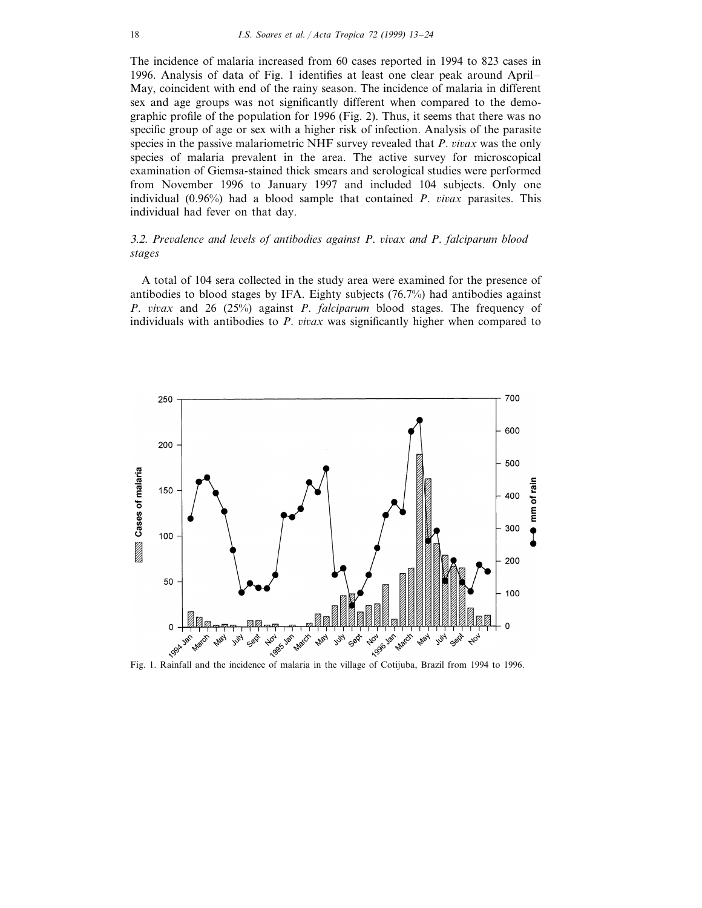The incidence of malaria increased from 60 cases reported in 1994 to 823 cases in 1996. Analysis of data of Fig. 1 identifies at least one clear peak around April–May, coincident with end of the rainy season. The incidence of malaria in different sex and age groups was not significantly different when compared to the demographic profile of the population for 1996 (Fig. 2). Thus, it seems that there was no specific group of age or sex with a higher risk of infection. Analysis of the parasite species in the passive malariometric NHF survey revealed that *P. vivax* was the only species of malaria prevalent in the area. The active survey for microscopical examination of Giemsa-stained thick smears and serological studies were performed from November 1996 to January 1997 and included 104 subjects. Only one individual (0.96%) had a blood sample that contained *P. vivax* parasites. This individual had fever on that day.

### 3.2. Prevalence and levels of antibodies against *P. vivax* and *P. falciparum* blood stages

A total of 104 sera collected in the study area were examined for the presence of antibodies to blood stages by IFA. Eighty subjects (76.7%) had antibodies against *P. vivax* and 26 (25%) against *P. falciparum* blood stages. The frequency of individuals with antibodies to *P. vivax* was significantly higher when compared to

Fig. 1. Rainfall and the incidence of malaria in the village of Cotijuba, Brazil from 1994 to 1996.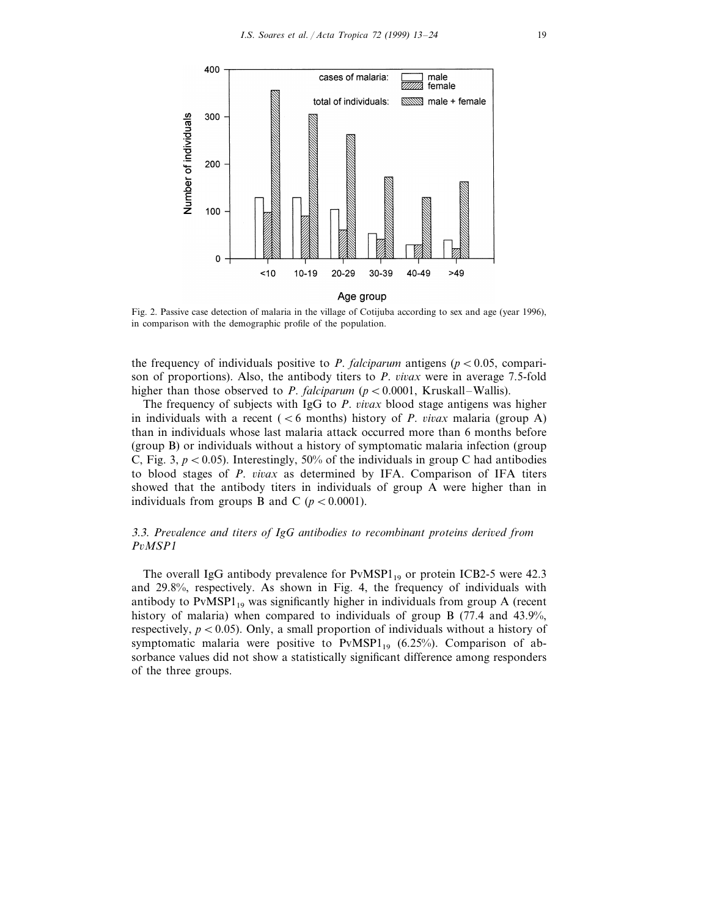Fig. 2. Passive case detection of malaria in the village of Cotijuba according to sex and age (year 1996), in comparison with the demographic profile of the population.

the frequency of individuals positive to *P. falciparum* antigens ($p < 0.05$, comparison of proportions). Also, the antibody titers to *P. vivax* were in average 7.5-fold higher than those observed to *P. falciparum* ($p < 0.0001$, Kruskall–Wallis).

The frequency of subjects with IgG to *P. vivax* blood stage antigens was higher in individuals with a recent (< 6 months) history of *P. vivax* malaria (group A) than in individuals whose last malaria attack occurred more than 6 months before (group B) or individuals without a history of symptomatic malaria infection (group C, Fig. 3, $p < 0.05$). Interestingly, 50% of the individuals in group C had antibodies to blood stages of *P. vivax* as determined by IFA. Comparison of IFA titers showed that the antibody titers in individuals of group A were higher than in individuals from groups B and C ($p < 0.0001$).

### 3.3. Prevalence and titers of IgG antibodies to recombinant proteins derived from PvMSP1

The overall IgG antibody prevalence for $PvMSP1_{19}$ or protein ICB2-5 were 42.3 and 29.8%, respectively. As shown in Fig. 4, the frequency of individuals with antibody to $PvMSP1_{19}$ was significantly higher in individuals from group A (recent history of malaria) when compared to individuals of group B (77.4 and 43.9%, respectively, $p < 0.05$). Only, a small proportion of individuals without a history of symptomatic malaria were positive to $PvMSP1_{19}$ (6.25%). Comparison of absorbance values did not show a statistically significant difference among responders of the three groups.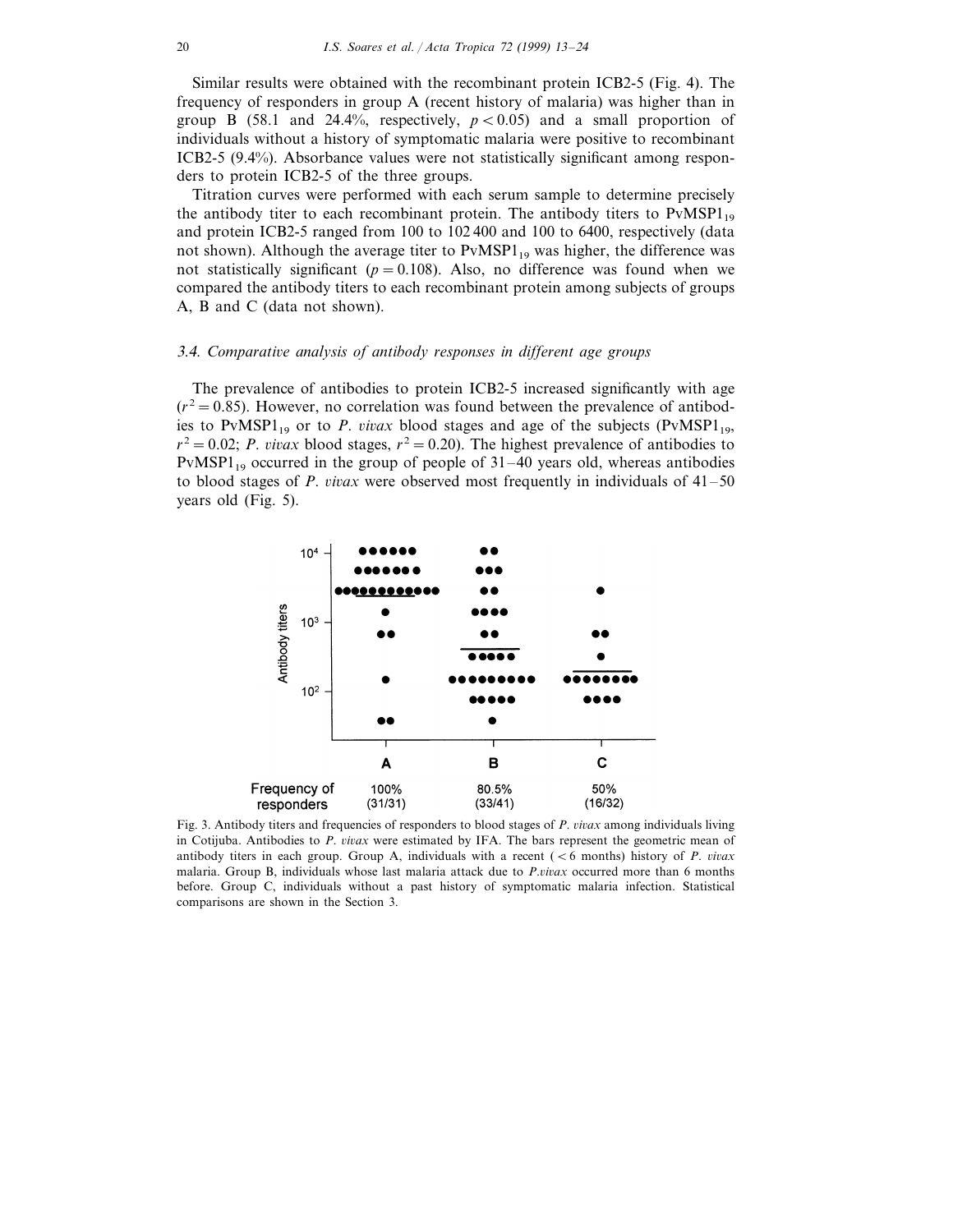Similar results were obtained with the recombinant protein ICB2-5 (Fig. 4). The frequency of responders in group A (recent history of malaria) was higher than in group B (58.1 and 24.4%, respectively, $p < 0.05$) and a small proportion of individuals without a history of symptomatic malaria were positive to recombinant ICB2-5 (9.4%). Absorbance values were not statistically significant among responders to protein ICB2-5 of the three groups.

Titration curves were performed with each serum sample to determine precisely the antibody titer to each recombinant protein. The antibody titers to $PvMSP1_{19}$ and protein ICB2-5 ranged from 100 to 102 400 and 100 to 6400, respectively (data not shown). Although the average titer to $PvMSP1_{19}$ was higher, the difference was not statistically significant ($p = 0.108$). Also, no difference was found when we compared the antibody titers to each recombinant protein among subjects of groups A, B and C (data not shown).

### 3.4. *Comparative analysis of antibody responses in different age groups*

The prevalence of antibodies to protein ICB2-5 increased significantly with age ($r^2 = 0.85$). However, no correlation was found between the prevalence of antibodies to $PvMSP1_{19}$ or to *P. vivax* blood stages and age of the subjects ($PvMSP1_{19}$, $r^2 = 0.02$; *P. vivax* blood stages, $r^2 = 0.20$). The highest prevalence of antibodies to $PvMSP1_{19}$ occurred in the group of people of 31–40 years old, whereas antibodies to blood stages of *P. vivax* were observed most frequently in individuals of 41–50 years old (Fig. 5).

| | A | B | C |
|---|---|---|---|
| Frequency of responders | 100% (31/31) | 80.5% (33/41) | 50% (16/32) |

Fig. 3. Antibody titers and frequencies of responders to blood stages of *P. vivax* among individuals living in Cotijuba. Antibodies to *P. vivax* were estimated by IFA. The bars represent the geometric mean of antibody titers in each group. Group A, individuals with a recent (< 6 months) history of *P. vivax* malaria. Group B, individuals whose last malaria attack due to *P.vivax* occurred more than 6 months before. Group C, individuals without a past history of symptomatic malaria infection. Statistical comparisons are shown in the Section 3.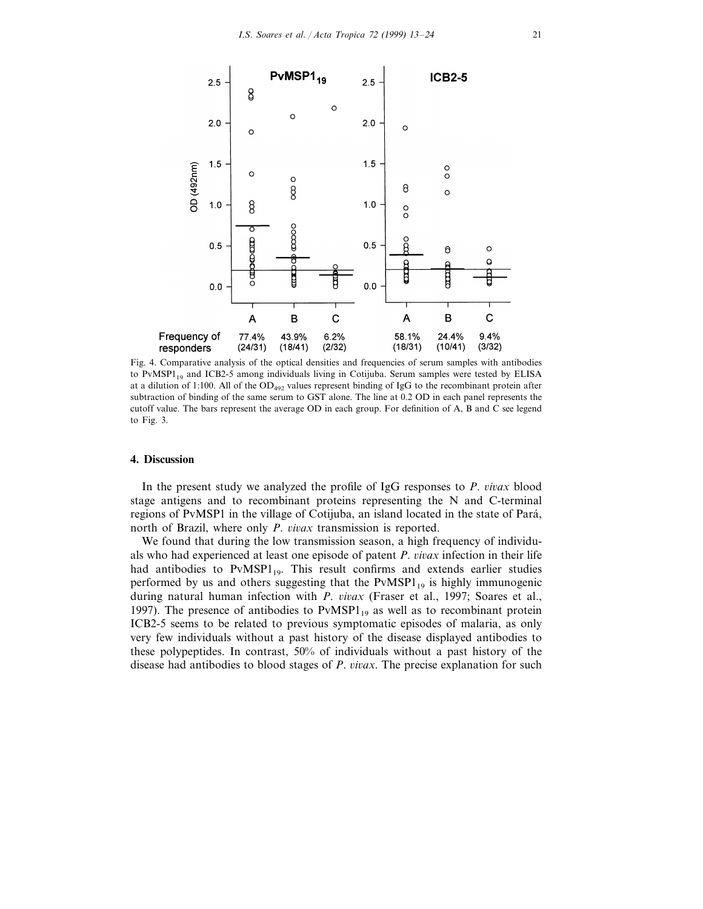Frequency of responders

| | PvMSP1$_{19}$ A | PvMSP1$_{19}$ B | PvMSP1$_{19}$ C | ICB2-5 A | ICB2-5 B | ICB2-5 C |
|---|---|---|---|---|---|---|
| Frequency of responders | 77.4% (24/31) | 43.9% (18/41) | 6.2% (2/32) | 58.1% (18/31) | 24.4% (10/41) | 9.4% (3/32) |

Fig. 4. Comparative analysis of the optical densities and frequencies of serum samples with antibodies to PvMSP1$_{19}$ and ICB2-5 among individuals living in Cotijuba. Serum samples were tested by ELISA at a dilution of 1:100. All of the $OD_{492}$ values represent binding of IgG to the recombinant protein after subtraction of binding of the same serum to GST alone. The line at 0.2 OD in each panel represents the cutoff value. The bars represent the average OD in each group. For definition of A, B and C see legend to Fig. 3.

## 4. Discussion

In the present study we analyzed the profile of IgG responses to *P. vivax* blood stage antigens and to recombinant proteins representing the N and C-terminal regions of PvMSP1 in the village of Cotijuba, an island located in the state of Pará, north of Brazil, where only *P. vivax* transmission is reported.

We found that during the low transmission season, a high frequency of individuals who had experienced at least one episode of patent *P. vivax* infection in their life had antibodies to PvMSP1$_{19}$. This result confirms and extends earlier studies performed by us and others suggesting that the PvMSP1$_{19}$ is highly immunogenic during natural human infection with *P. vivax* (Fraser et al., 1997; Soares et al., 1997). The presence of antibodies to PvMSP1$_{19}$ as well as to recombinant protein ICB2-5 seems to be related to previous symptomatic episodes of malaria, as only very few individuals without a past history of the disease displayed antibodies to these polypeptides. In contrast, 50% of individuals without a past history of the disease had antibodies to blood stages of *P. vivax*. The precise explanation for such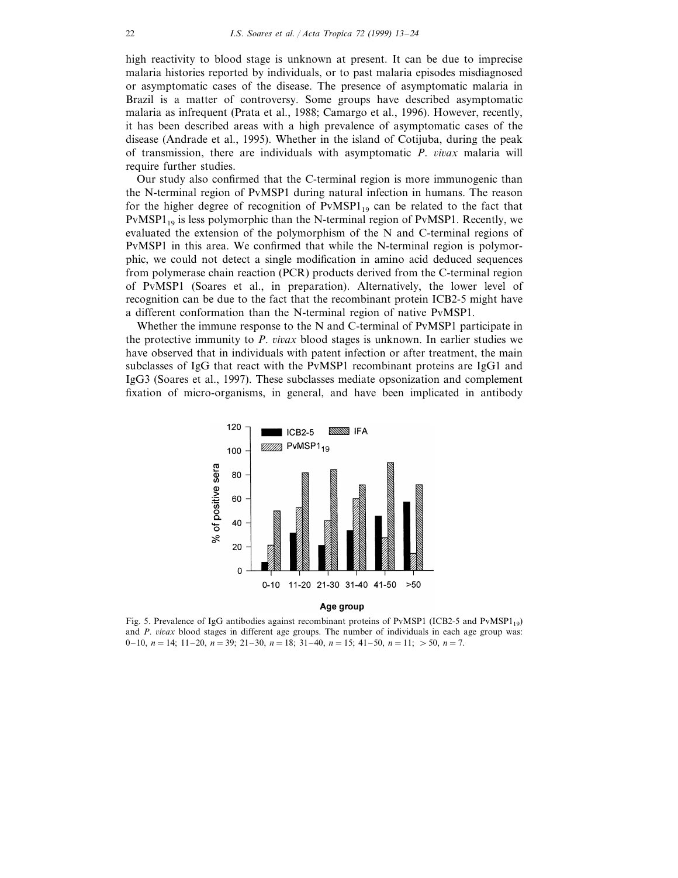high reactivity to blood stage is unknown at present. It can be due to imprecise malaria histories reported by individuals, or to past malaria episodes misdiagnosed or asymptomatic cases of the disease. The presence of asymptomatic malaria in Brazil is a matter of controversy. Some groups have described asymptomatic malaria as infrequent (Prata et al., 1988; Camargo et al., 1996). However, recently, it has been described areas with a high prevalence of asymptomatic cases of the disease (Andrade et al., 1995). Whether in the island of Cotijuba, during the peak of transmission, there are individuals with asymptomatic *P. vivax* malaria will require further studies.

Our study also confirmed that the C-terminal region is more immunogenic than the N-terminal region of PvMSP1 during natural infection in humans. The reason for the higher degree of recognition of $PvMSP1_{19}$ can be related to the fact that $PvMSP1_{19}$ is less polymorphic than the N-terminal region of PvMSP1. Recently, we evaluated the extension of the polymorphism of the N and C-terminal regions of PvMSP1 in this area. We confirmed that while the N-terminal region is polymorphic, we could not detect a single modification in amino acid deduced sequences from polymerase chain reaction (PCR) products derived from the C-terminal region of PvMSP1 (Soares et al., in preparation). Alternatively, the lower level of recognition can be due to the fact that the recombinant protein ICB2-5 might have a different conformation than the N-terminal region of native PvMSP1.

Whether the immune response to the N and C-terminal of PvMSP1 participate in the protective immunity to *P. vivax* blood stages is unknown. In earlier studies we have observed that in individuals with patent infection or after treatment, the main subclasses of IgG that react with the PvMSP1 recombinant proteins are IgG1 and IgG3 (Soares et al., 1997). These subclasses mediate opsonization and complement fixation of micro-organisms, in general, and have been implicated in antibody

Fig. 5. Prevalence of IgG antibodies against recombinant proteins of PvMSP1 (ICB2-5 and $PvMSP1_{19}$) and *P. vivax* blood stages in different age groups. The number of individuals in each age group was: 0–10, $n = 14$; 11–20, $n = 39$; 21–30, $n = 18$; 31–40, $n = 15$; 41–50, $n = 11$; $> 50$, $n = 7$.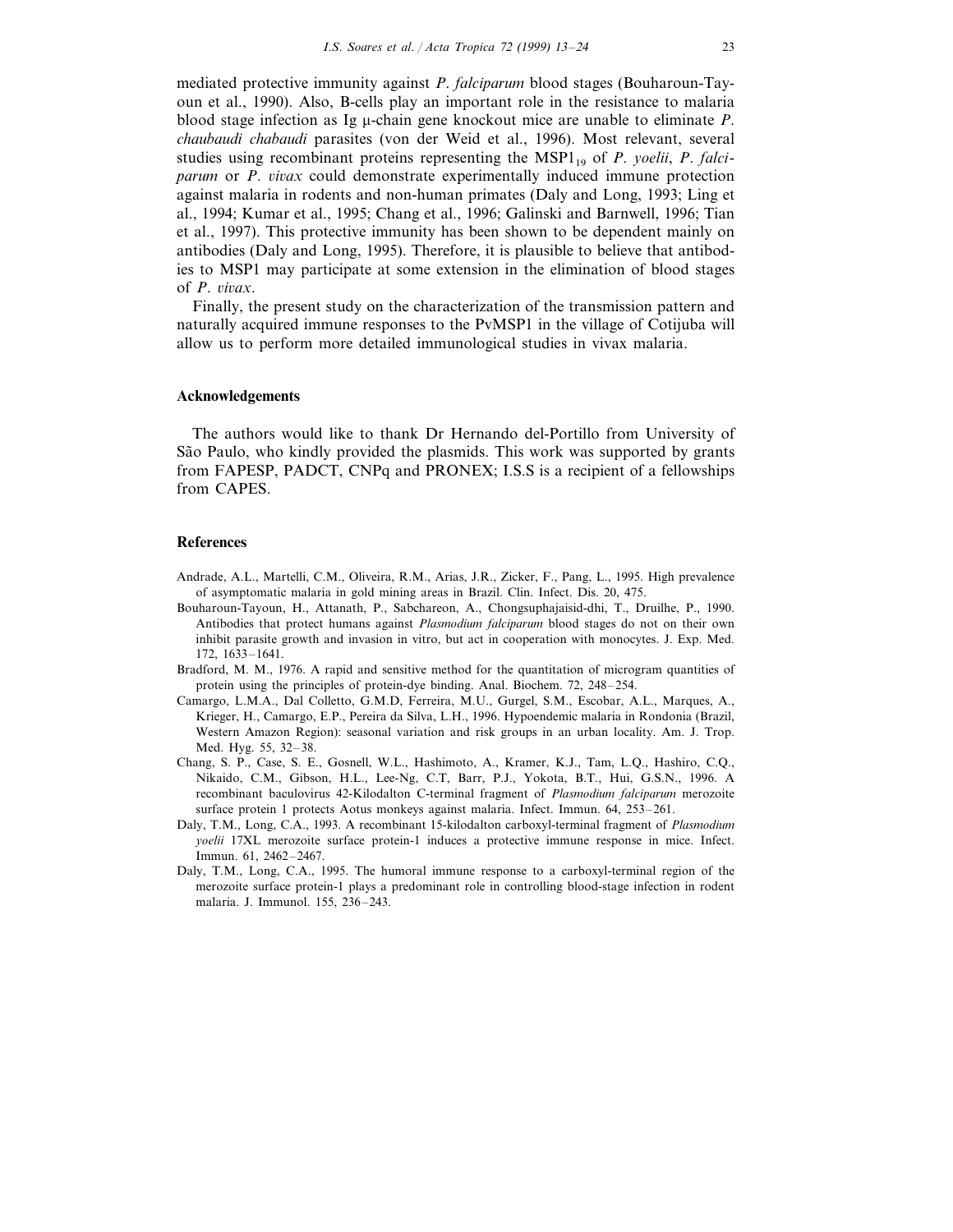mediated protective immunity against *P. falciparum* blood stages (Bouharoun-Tayoun et al., 1990). Also, B-cells play an important role in the resistance to malaria blood stage infection as Ig μ-chain gene knockout mice are unable to eliminate *P. chaubaudi chabaudi* parasites (von der Weid et al., 1996). Most relevant, several studies using recombinant proteins representing the $MSP1_{19}$ of *P. yoelii*, *P. falciparum* or *P. vivax* could demonstrate experimentally induced immune protection against malaria in rodents and non-human primates (Daly and Long, 1993; Ling et al., 1994; Kumar et al., 1995; Chang et al., 1996; Galinski and Barnwell, 1996; Tian et al., 1997). This protective immunity has been shown to be dependent mainly on antibodies (Daly and Long, 1995). Therefore, it is plausible to believe that antibodies to MSP1 may participate at some extension in the elimination of blood stages of *P. vivax*.

Finally, the present study on the characterization of the transmission pattern and naturally acquired immune responses to the PvMSP1 in the village of Cotijuba will allow us to perform more detailed immunological studies in vivax malaria.

## Acknowledgements

The authors would like to thank Dr Hernando del-Portillo from University of São Paulo, who kindly provided the plasmids. This work was supported by grants from FAPESP, PADCT, CNPq and PRONEX; I.S.S is a recipient of a fellowships from CAPES.

## References

Andrade, A.L., Martelli, C.M., Oliveira, R.M., Arias, J.R., Zicker, F., Pang, L., 1995. High prevalence of asymptomatic malaria in gold mining areas in Brazil. Clin. Infect. Dis. 20, 475.

Bouharoun-Tayoun, H., Attanath, P., Sabchareon, A., Chongsuphajaisid-dhi, T., Druilhe, P., 1990. Antibodies that protect humans against *Plasmodium falciparum* blood stages do not on their own inhibit parasite growth and invasion in vitro, but act in cooperation with monocytes. J. Exp. Med. 172, 1633–1641.

Bradford, M. M., 1976. A rapid and sensitive method for the quantitation of microgram quantities of protein using the principles of protein-dye binding. Anal. Biochem. 72, 248–254.

Camargo, L.M.A., Dal Colletto, G.M.D, Ferreira, M.U., Gurgel, S.M., Escobar, A.L., Marques, A., Krieger, H., Camargo, E.P., Pereira da Silva, L.H., 1996. Hypoendemic malaria in Rondonia (Brazil, Western Amazon Region): seasonal variation and risk groups in an urban locality. Am. J. Trop. Med. Hyg. 55, 32–38.

Chang, S. P., Case, S. E., Gosnell, W.L., Hashimoto, A., Kramer, K.J., Tam, L.Q., Hashiro, C.Q., Nikaido, C.M., Gibson, H.L., Lee-Ng, C.T, Barr, P.J., Yokota, B.T., Hui, G.S.N., 1996. A recombinant baculovirus 42-Kilodalton C-terminal fragment of *Plasmodium falciparum* merozoite surface protein 1 protects Aotus monkeys against malaria. Infect. Immun. 64, 253–261.

Daly, T.M., Long, C.A., 1993. A recombinant 15-kilodalton carboxyl-terminal fragment of *Plasmodium yoelii* 17XL merozoite surface protein-1 induces a protective immune response in mice. Infect. Immun. 61, 2462–2467.

Daly, T.M., Long, C.A., 1995. The humoral immune response to a carboxyl-terminal region of the merozoite surface protein-1 plays a predominant role in controlling blood-stage infection in rodent malaria. J. Immunol. 155, 236–243.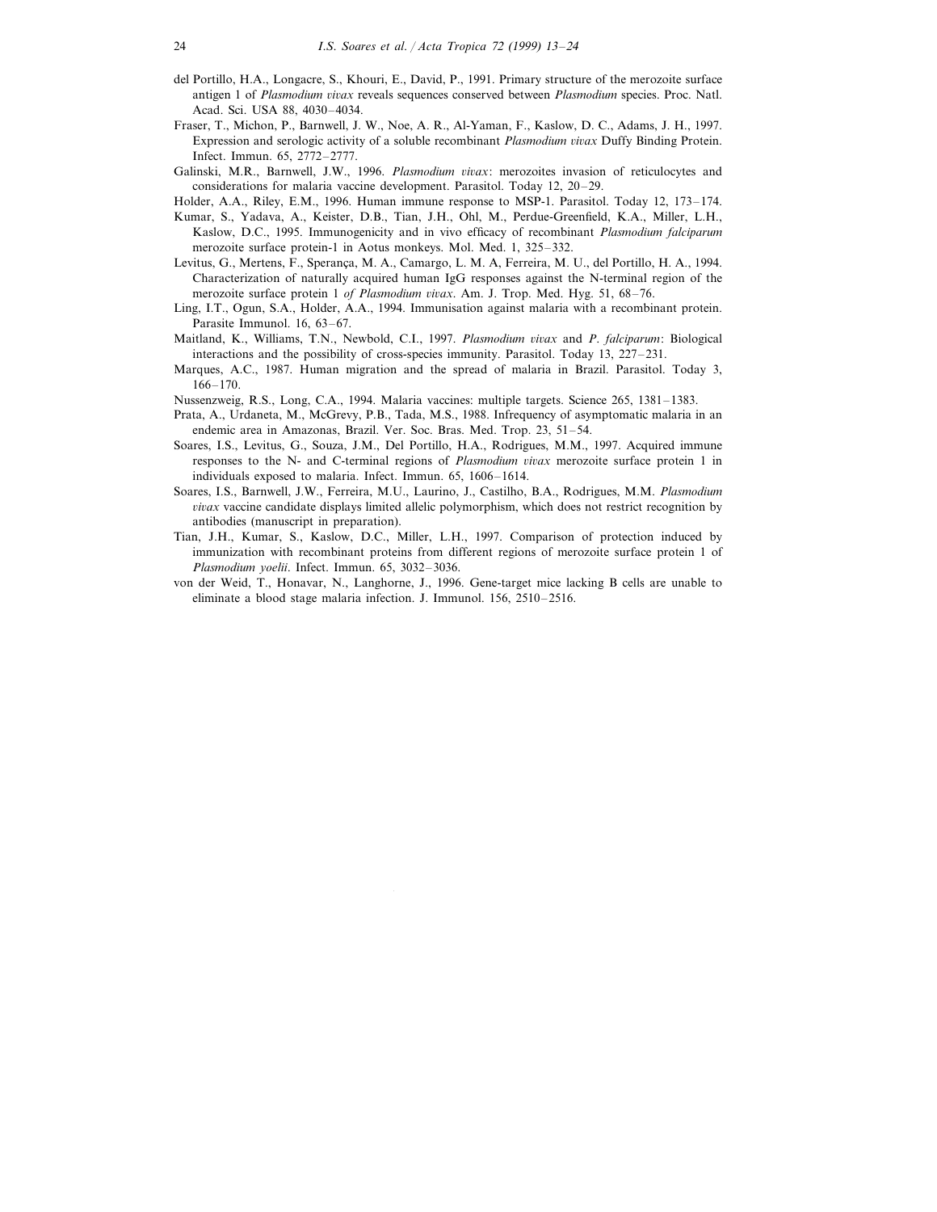del Portillo, H.A., Longacre, S., Khouri, E., David, P., 1991. Primary structure of the merozoite surface antigen 1 of *Plasmodium vivax* reveals sequences conserved between *Plasmodium* species. Proc. Natl. Acad. Sci. USA 88, 4030–4034.

Fraser, T., Michon, P., Barnwell, J. W., Noe, A. R., Al-Yaman, F., Kaslow, D. C., Adams, J. H., 1997. Expression and serologic activity of a soluble recombinant *Plasmodium vivax* Duffy Binding Protein. Infect. Immun. 65, 2772–2777.

Galinski, M.R., Barnwell, J.W., 1996. *Plasmodium vivax*: merozoites invasion of reticulocytes and considerations for malaria vaccine development. Parasitol. Today 12, 20–29.

Holder, A.A., Riley, E.M., 1996. Human immune response to MSP-1. Parasitol. Today 12, 173–174.

Kumar, S., Yadava, A., Keister, D.B., Tian, J.H., Ohl, M., Perdue-Greenfield, K.A., Miller, L.H., Kaslow, D.C., 1995. Immunogenicity and in vivo efficacy of recombinant *Plasmodium falciparum* merozoite surface protein-1 in Aotus monkeys. Mol. Med. 1, 325–332.

Levitus, G., Mertens, F., Sperança, M. A., Camargo, L. M. A, Ferreira, M. U., del Portillo, H. A., 1994. Characterization of naturally acquired human IgG responses against the N-terminal region of the merozoite surface protein 1 *of Plasmodium vivax*. Am. J. Trop. Med. Hyg. 51, 68–76.

Ling, I.T., Ogun, S.A., Holder, A.A., 1994. Immunisation against malaria with a recombinant protein. Parasite Immunol. 16, 63–67.

Maitland, K., Williams, T.N., Newbold, C.I., 1997. *Plasmodium vivax* and *P. falciparum*: Biological interactions and the possibility of cross-species immunity. Parasitol. Today 13, 227–231.

Marques, A.C., 1987. Human migration and the spread of malaria in Brazil. Parasitol. Today 3, 166–170.

Nussenzweig, R.S., Long, C.A., 1994. Malaria vaccines: multiple targets. Science 265, 1381–1383.

Prata, A., Urdaneta, M., McGrevy, P.B., Tada, M.S., 1988. Infrequency of asymptomatic malaria in an endemic area in Amazonas, Brazil. Ver. Soc. Bras. Med. Trop. 23, 51–54.

Soares, I.S., Levitus, G., Souza, J.M., Del Portillo, H.A., Rodrigues, M.M., 1997. Acquired immune responses to the N- and C-terminal regions of *Plasmodium vivax* merozoite surface protein 1 in individuals exposed to malaria. Infect. Immun. 65, 1606–1614.

Soares, I.S., Barnwell, J.W., Ferreira, M.U., Laurino, J., Castilho, B.A., Rodrigues, M.M. *Plasmodium vivax* vaccine candidate displays limited allelic polymorphism, which does not restrict recognition by antibodies (manuscript in preparation).

Tian, J.H., Kumar, S., Kaslow, D.C., Miller, L.H., 1997. Comparison of protection induced by immunization with recombinant proteins from different regions of merozoite surface protein 1 of *Plasmodium yoelii*. Infect. Immun. 65, 3032–3036.

von der Weid, T., Honavar, N., Langhorne, J., 1996. Gene-target mice lacking B cells are unable to eliminate a blood stage malaria infection. J. Immunol. 156, 2510–2516.